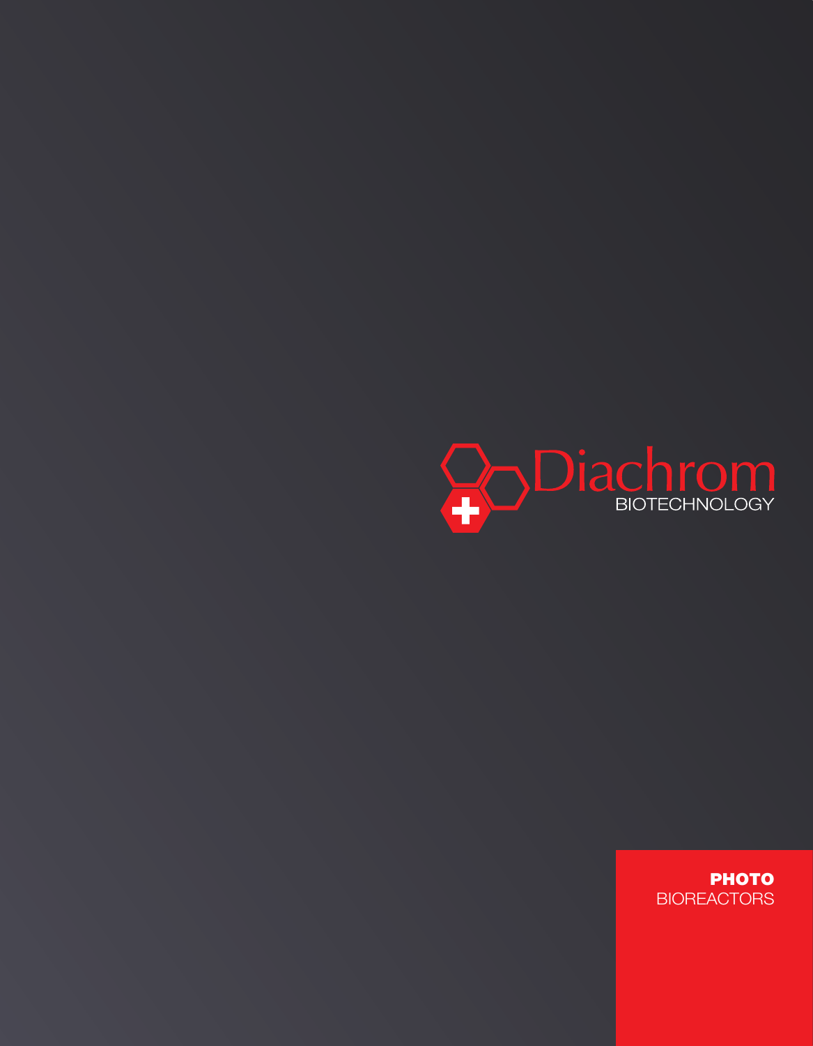Diachrom

BIOTECHNOLOGY

**PHOTO**
BIOREACTORS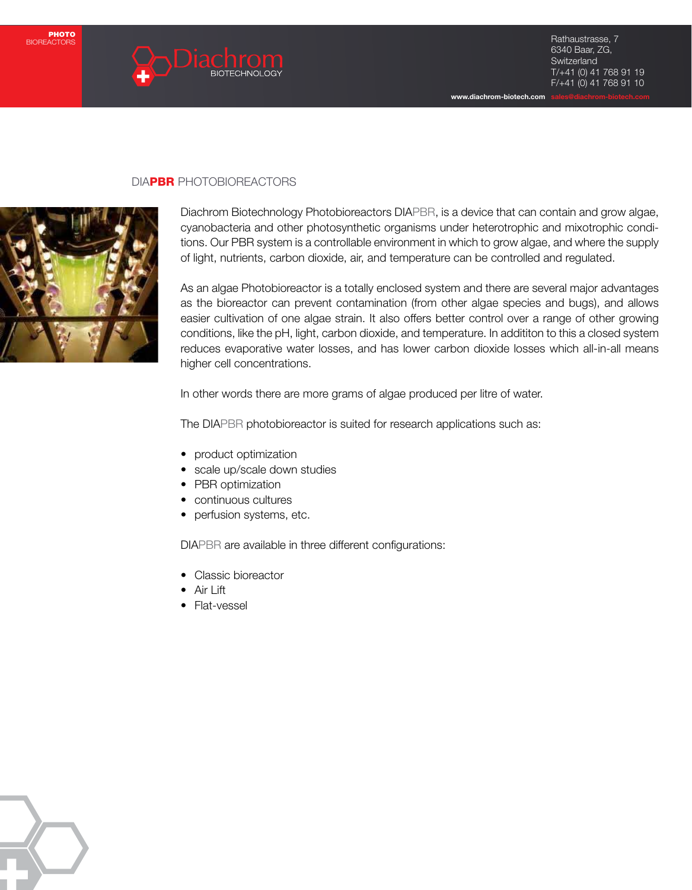## DIA**PBR** PHOTOBIOREACTORS

Diachrom Biotechnology Photobioreactors DIAPBR, is a device that can contain and grow algae, cyanobacteria and other photosynthetic organisms under heterotrophic and mixotrophic conditions. Our PBR system is a controllable environment in which to grow algae, and where the supply of light, nutrients, carbon dioxide, air, and temperature can be controlled and regulated.

As an algae Photobioreactor is a totally enclosed system and there are several major advantages as the bioreactor can prevent contamination (from other algae species and bugs), and allows easier cultivation of one algae strain. It also offers better control over a range of other growing conditions, like the pH, light, carbon dioxide, and temperature. In addititon to this a closed system reduces evaporative water losses, and has lower carbon dioxide losses which all-in-all means higher cell concentrations.

In other words there are more grams of algae produced per litre of water.

The DIAPBR photobioreactor is suited for research applications such as:

- product optimization
- scale up/scale down studies
- PBR optimization
- continuous cultures
- perfusion systems, etc.

DIAPBR are available in three different configurations:

- Classic bioreactor
- Air Lift
- Flat-vessel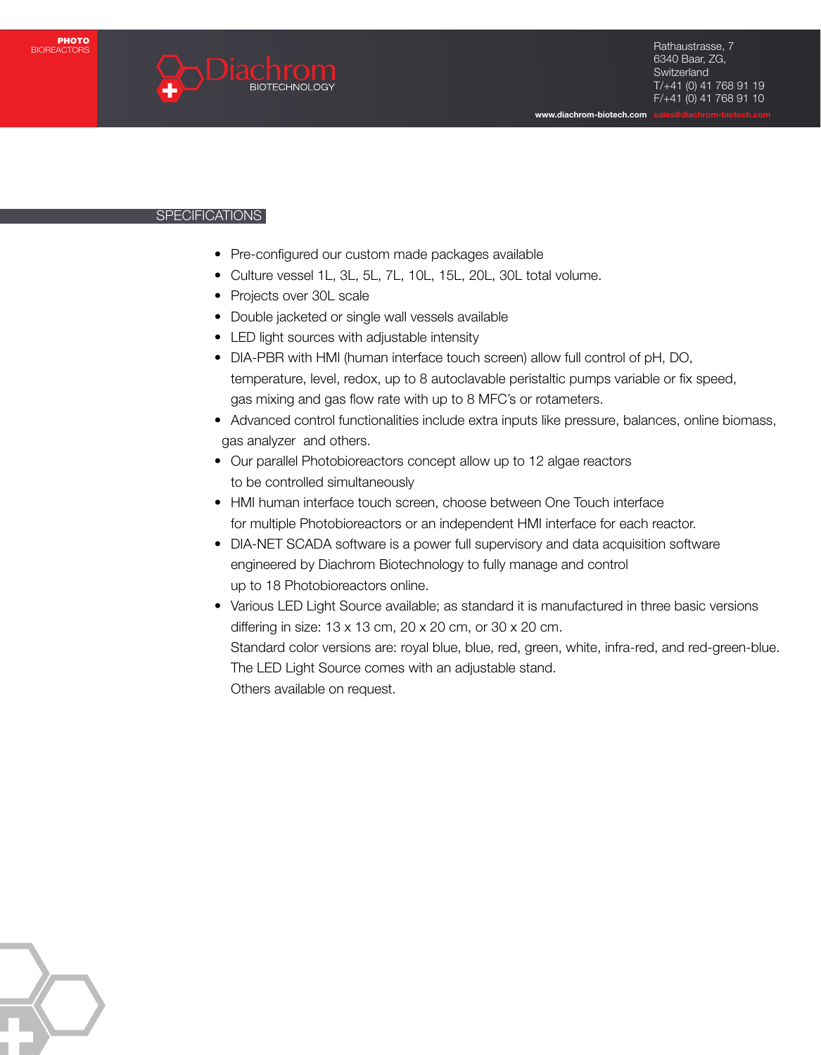## SPECIFICATIONS

- Pre-configured our custom made packages available
- Culture vessel 1L, 3L, 5L, 7L, 10L, 15L, 20L, 30L total volume.
- Projects over 30L scale
- Double jacketed or single wall vessels available
- LED light sources with adjustable intensity
- DIA-PBR with HMI (human interface touch screen) allow full control of pH, DO, temperature, level, redox, up to 8 autoclavable peristaltic pumps variable or fix speed, gas mixing and gas flow rate with up to 8 MFC's or rotameters.
- Advanced control functionalities include extra inputs like pressure, balances, online biomass, gas analyzer and others.
- Our parallel Photobioreactors concept allow up to 12 algae reactors to be controlled simultaneously
- HMI human interface touch screen, choose between One Touch interface for multiple Photobioreactors or an independent HMI interface for each reactor.
- DIA-NET SCADA software is a power full supervisory and data acquisition software engineered by Diachrom Biotechnology to fully manage and control up to 18 Photobioreactors online.
- Various LED Light Source available; as standard it is manufactured in three basic versions differing in size: 13 x 13 cm, 20 x 20 cm, or 30 x 20 cm.
  Standard color versions are: royal blue, blue, red, green, white, infra-red, and red-green-blue.
  The LED Light Source comes with an adjustable stand.
  Others available on request.